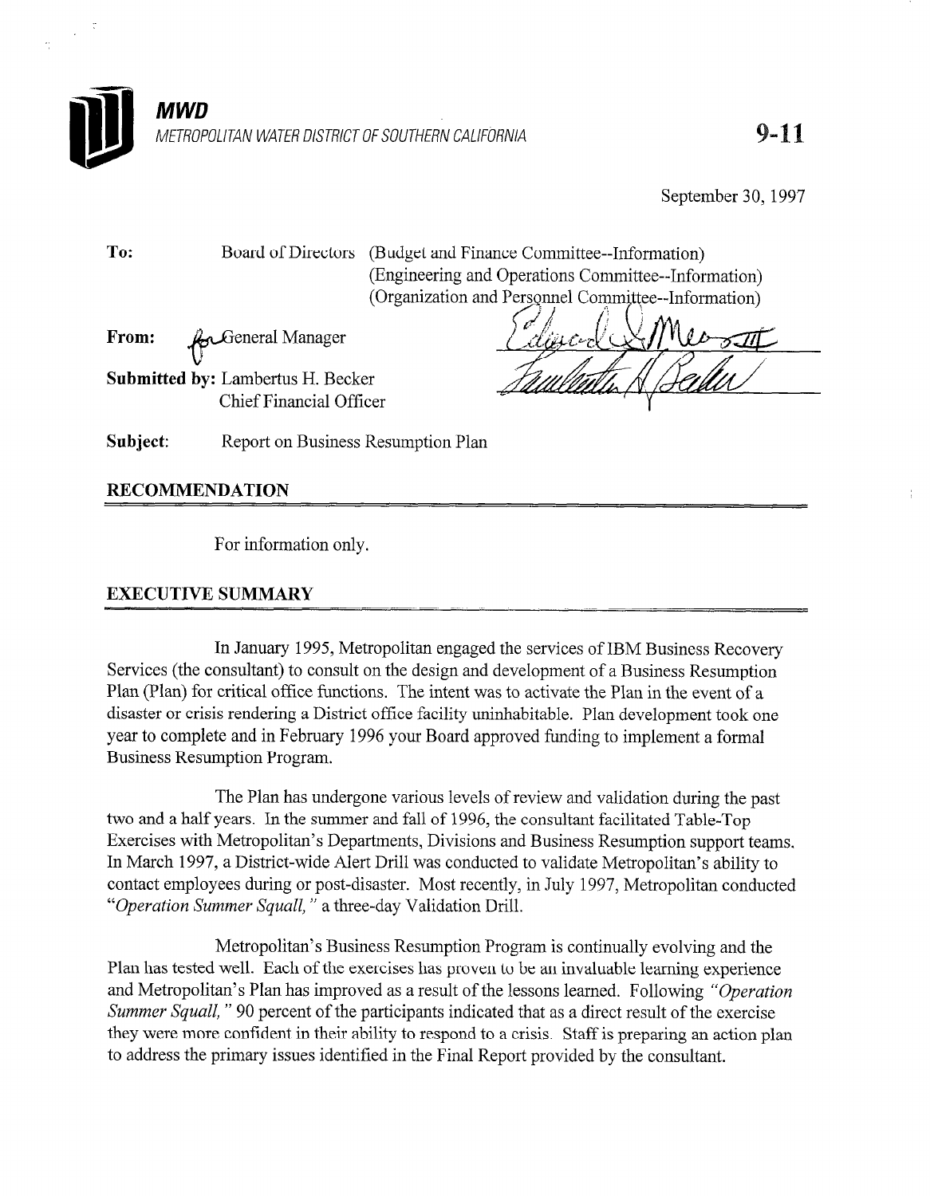**MWD**
METROPOLITAN WATER DISTRICT OF SOUTHERN CALIFORNIA

**9-11**

September 30, 1997

**To:** Board of Directors (Budget and Finance Committee--Information)
(Engineering and Operations Committee--Information)
(Organization and Personnel Committee--Information)

**From:** for General Manager

**Submitted by:** Lambertus H. Becker
Chief Financial Officer

**Subject:** Report on Business Resumption Plan

## RECOMMENDATION

For information only.

## EXECUTIVE SUMMARY

In January 1995, Metropolitan engaged the services of IBM Business Recovery Services (the consultant) to consult on the design and development of a Business Resumption Plan (Plan) for critical office functions. The intent was to activate the Plan in the event of a disaster or crisis rendering a District office facility uninhabitable. Plan development took one year to complete and in February 1996 your Board approved funding to implement a formal Business Resumption Program.

The Plan has undergone various levels of review and validation during the past two and a half years. In the summer and fall of 1996, the consultant facilitated Table-Top Exercises with Metropolitan's Departments, Divisions and Business Resumption support teams. In March 1997, a District-wide Alert Drill was conducted to validate Metropolitan's ability to contact employees during or post-disaster. Most recently, in July 1997, Metropolitan conducted *"Operation Summer Squall,"* a three-day Validation Drill.

Metropolitan's Business Resumption Program is continually evolving and the Plan has tested well. Each of the exercises has proven to be an invaluable learning experience and Metropolitan's Plan has improved as a result of the lessons learned. Following *"Operation Summer Squall,"* 90 percent of the participants indicated that as a direct result of the exercise they were more confident in their ability to respond to a crisis. Staff is preparing an action plan to address the primary issues identified in the Final Report provided by the consultant.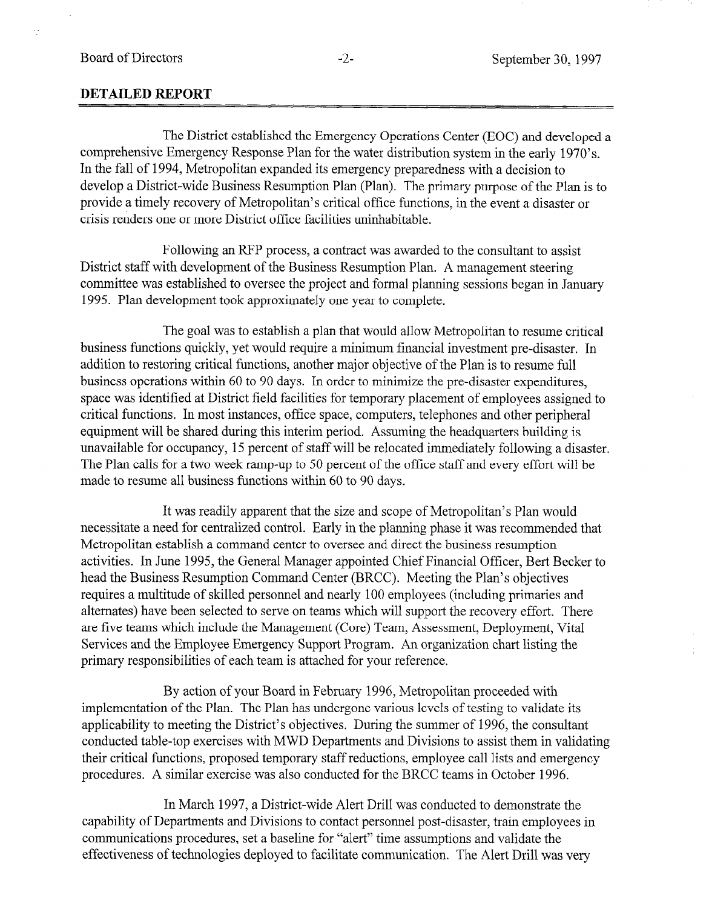## DETAILED REPORT

The District established the Emergency Operations Center (EOC) and developed a comprehensive Emergency Response Plan for the water distribution system in the early 1970's. In the fall of 1994, Metropolitan expanded its emergency preparedness with a decision to develop a District-wide Business Resumption Plan (Plan). The primary purpose of the Plan is to provide a timely recovery of Metropolitan's critical office functions, in the event a disaster or crisis renders one or more District office facilities uninhabitable.

Following an RFP process, a contract was awarded to the consultant to assist District staff with development of the Business Resumption Plan. A management steering committee was established to oversee the project and formal planning sessions began in January 1995. Plan development took approximately one year to complete.

The goal was to establish a plan that would allow Metropolitan to resume critical business functions quickly, yet would require a minimum financial investment pre-disaster. In addition to restoring critical functions, another major objective of the Plan is to resume full business operations within 60 to 90 days. In order to minimize the pre-disaster expenditures, space was identified at District field facilities for temporary placement of employees assigned to critical functions. In most instances, office space, computers, telephones and other peripheral equipment will be shared during this interim period. Assuming the headquarters building is unavailable for occupancy, 15 percent of staff will be relocated immediately following a disaster. The Plan calls for a two week ramp-up to 50 percent of the office staff and every effort will be made to resume all business functions within 60 to 90 days.

It was readily apparent that the size and scope of Metropolitan's Plan would necessitate a need for centralized control. Early in the planning phase it was recommended that Metropolitan establish a command center to oversee and direct the business resumption activities. In June 1995, the General Manager appointed Chief Financial Officer, Bert Becker to head the Business Resumption Command Center (BRCC). Meeting the Plan's objectives requires a multitude of skilled personnel and nearly 100 employees (including primaries and alternates) have been selected to serve on teams which will support the recovery effort. There are five teams which include the Management (Core) Team, Assessment, Deployment, Vital Services and the Employee Emergency Support Program. An organization chart listing the primary responsibilities of each team is attached for your reference.

By action of your Board in February 1996, Metropolitan proceeded with implementation of the Plan. The Plan has undergone various levels of testing to validate its applicability to meeting the District's objectives. During the summer of 1996, the consultant conducted table-top exercises with MWD Departments and Divisions to assist them in validating their critical functions, proposed temporary staff reductions, employee call lists and emergency procedures. A similar exercise was also conducted for the BRCC teams in October 1996.

In March 1997, a District-wide Alert Drill was conducted to demonstrate the capability of Departments and Divisions to contact personnel post-disaster, train employees in communications procedures, set a baseline for "alert" time assumptions and validate the effectiveness of technologies deployed to facilitate communication. The Alert Drill was very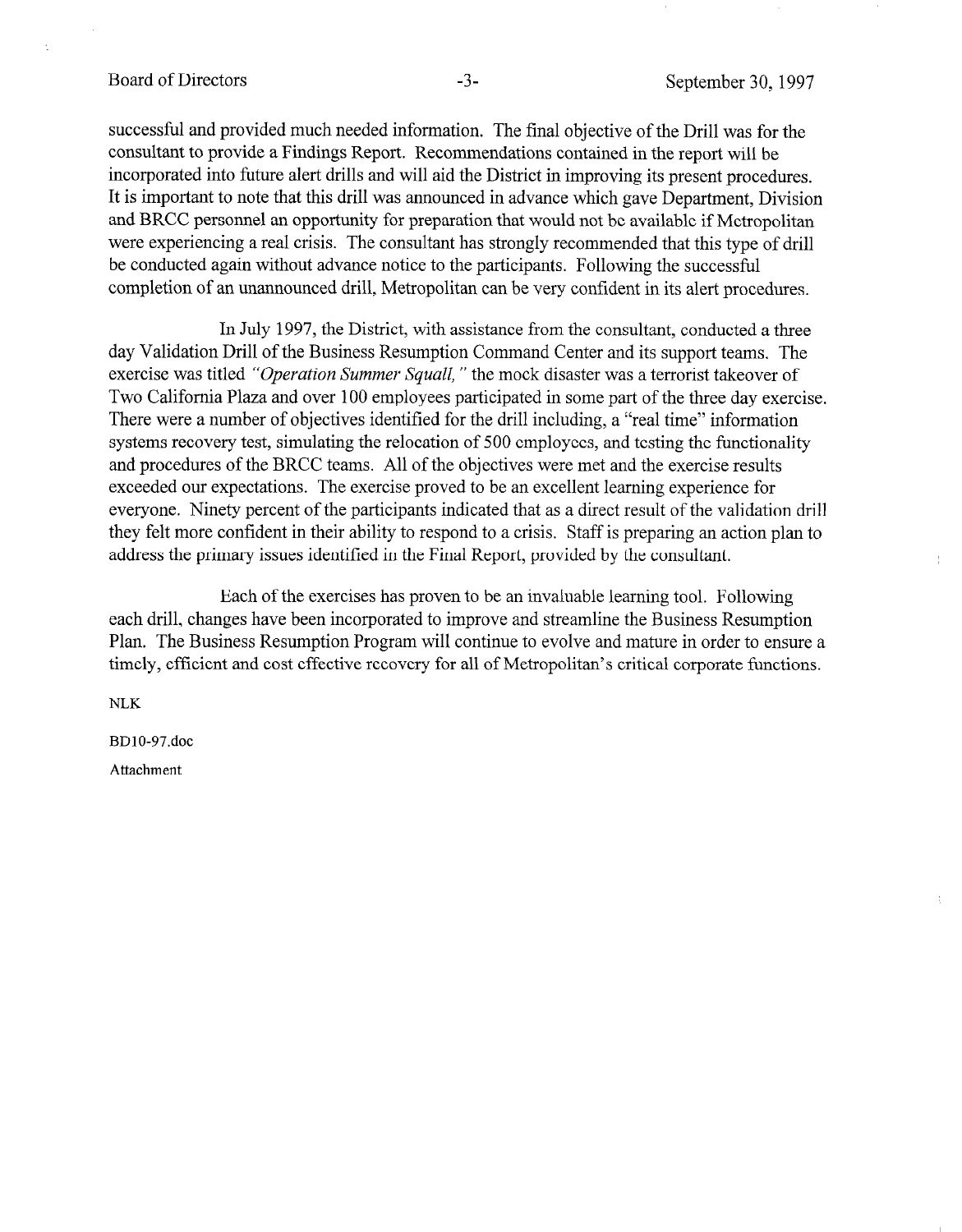successful and provided much needed information. The final objective of the Drill was for the consultant to provide a Findings Report. Recommendations contained in the report will be incorporated into future alert drills and will aid the District in improving its present procedures. It is important to note that this drill was announced in advance which gave Department, Division and BRCC personnel an opportunity for preparation that would not be available if Metropolitan were experiencing a real crisis. The consultant has strongly recommended that this type of drill be conducted again without advance notice to the participants. Following the successful completion of an unannounced drill, Metropolitan can be very confident in its alert procedures.

In July 1997, the District, with assistance from the consultant, conducted a three day Validation Drill of the Business Resumption Command Center and its support teams. The exercise was titled *"Operation Summer Squall,"* the mock disaster was a terrorist takeover of Two California Plaza and over 100 employees participated in some part of the three day exercise. There were a number of objectives identified for the drill including, a "real time" information systems recovery test, simulating the relocation of 500 employees, and testing the functionality and procedures of the BRCC teams. All of the objectives were met and the exercise results exceeded our expectations. The exercise proved to be an excellent learning experience for everyone. Ninety percent of the participants indicated that as a direct result of the validation drill they felt more confident in their ability to respond to a crisis. Staff is preparing an action plan to address the primary issues identified in the Final Report, provided by the consultant.

Each of the exercises has proven to be an invaluable learning tool. Following each drill, changes have been incorporated to improve and streamline the Business Resumption Plan. The Business Resumption Program will continue to evolve and mature in order to ensure a timely, efficient and cost effective recovery for all of Metropolitan's critical corporate functions.

NLK

BD10-97.doc

Attachment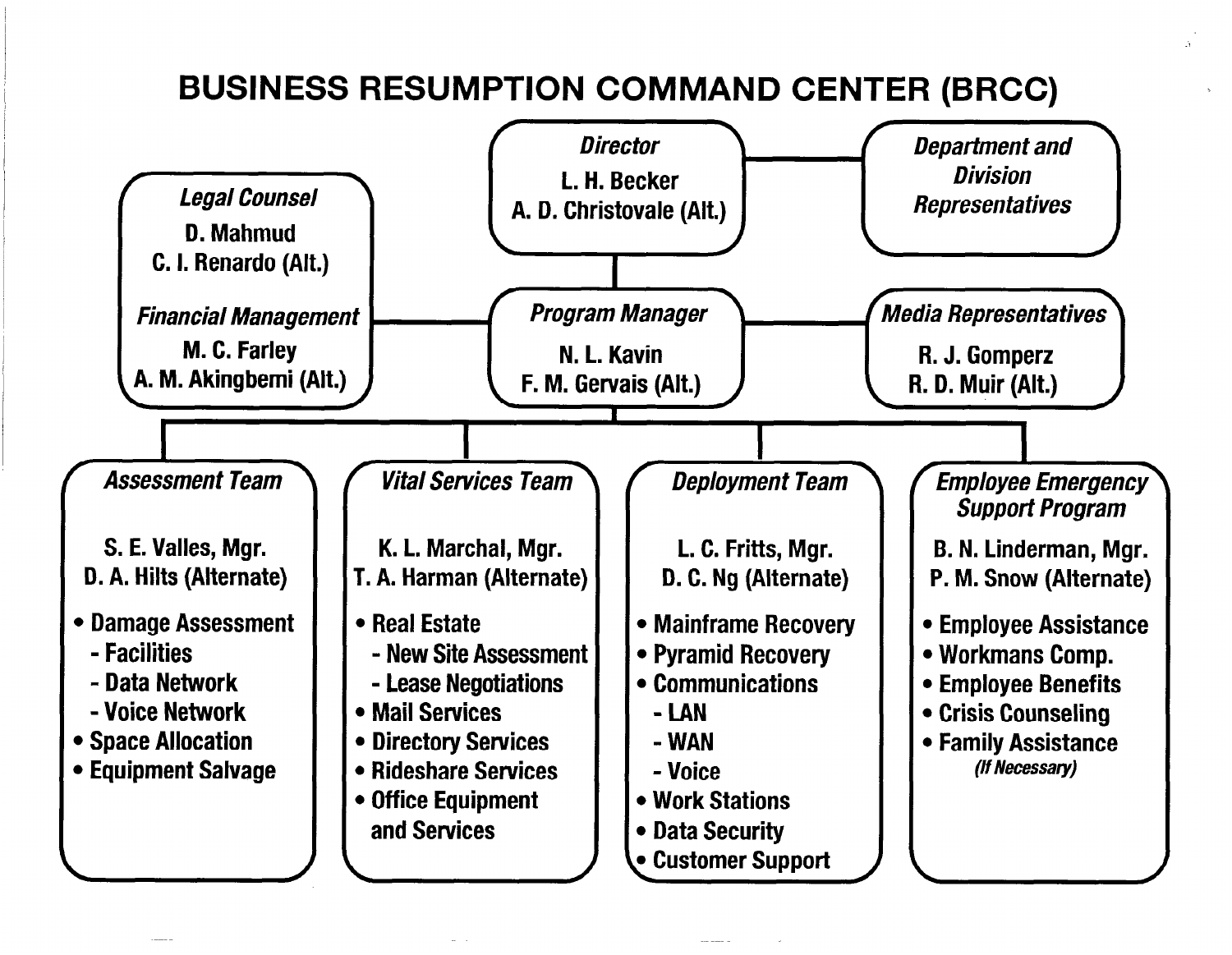# BUSINESS RESUMPTION COMMAND CENTER (BRCC)

*Director*
L. H. Becker
A. D. Christovale (Alt.)

*Department and Division Representatives*

*Legal Counsel*
D. Mahmud
C. I. Renardo (Alt.)

*Financial Management*
M. C. Farley
A. M. Akingbemi (Alt.)

*Program Manager*
N. L. Kavin
F. M. Gervais (Alt.)

*Media Representatives*
R. J. Gomperz
R. D. Muir (Alt.)

*Assessment Team*

S. E. Valles, Mgr.
D. A. Hilts (Alternate)

- Damage Assessment
  - Facilities
  - Data Network
  - Voice Network
- Space Allocation
- Equipment Salvage

*Vital Services Team*

K. L. Marchal, Mgr.
T. A. Harman (Alternate)

- Real Estate
  - New Site Assessment
  - Lease Negotiations
- Mail Services
- Directory Services
- Rideshare Services
- Office Equipment and Services

*Deployment Team*

L. C. Fritts, Mgr.
D. C. Ng (Alternate)

- Mainframe Recovery
- Pyramid Recovery
- Communications
  - LAN
  - WAN
  - Voice
- Work Stations
- Data Security
- Customer Support

*Employee Emergency Support Program*

B. N. Linderman, Mgr.
P. M. Snow (Alternate)

- Employee Assistance
- Workmans Comp.
- Employee Benefits
- Crisis Counseling
- Family Assistance *(If Necessary)*